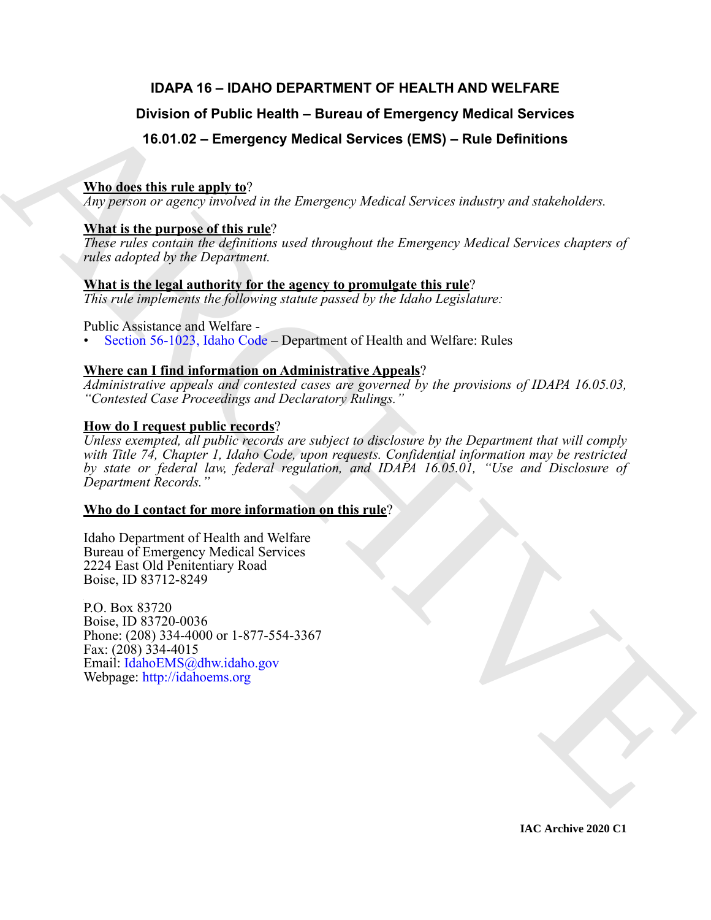# IDAPA 16 – IDAHO DEPARTMENT OF HEALTH AND WELFARE

## Division of Public Health – Bureau of Emergency Medical Services

## 16.01.02 – Emergency Medical Services (EMS) – Rule Definitions

**Who does this rule apply to?**
*Any person or agency involved in the Emergency Medical Services industry and stakeholders.*

**What is the purpose of this rule?**
*These rules contain the definitions used throughout the Emergency Medical Services chapters of rules adopted by the Department.*

**What is the legal authority for the agency to promulgate this rule?**
*This rule implements the following statute passed by the Idaho Legislature:*

Public Assistance and Welfare -

- Section 56-1023, Idaho Code – Department of Health and Welfare: Rules

**Where can I find information on Administrative Appeals?**
*Administrative appeals and contested cases are governed by the provisions of IDAPA 16.05.03, "Contested Case Proceedings and Declaratory Rulings."*

**How do I request public records?**
*Unless exempted, all public records are subject to disclosure by the Department that will comply with Title 74, Chapter 1, Idaho Code, upon requests. Confidential information may be restricted by state or federal law, federal regulation, and IDAPA 16.05.01, "Use and Disclosure of Department Records."*

**Who do I contact for more information on this rule?**

Idaho Department of Health and Welfare
Bureau of Emergency Medical Services
2224 East Old Penitentiary Road
Boise, ID 83712-8249

P.O. Box 83720
Boise, ID 83720-0036
Phone: (208) 334-4000 or 1-877-554-3367
Fax: (208) 334-4015
Email: IdahoEMS@dhw.idaho.gov
Webpage: http://idahoems.org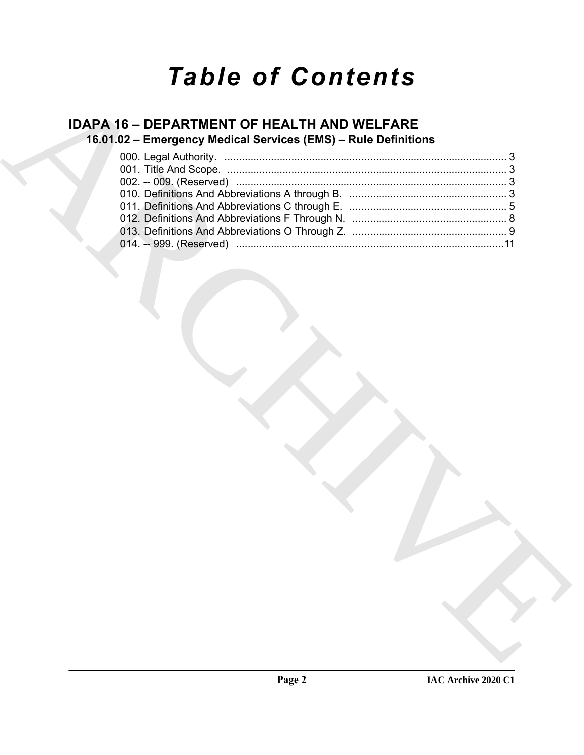# Table of Contents

## IDAPA 16 – DEPARTMENT OF HEALTH AND WELFARE

### 16.01.02 – Emergency Medical Services (EMS) – Rule Definitions

000. Legal Authority. ..... 3
001. Title And Scope. ..... 3
002. -- 009. (Reserved) ..... 3
010. Definitions And Abbreviations A through B. ..... 3
011. Definitions And Abbreviations C through E. ..... 5
012. Definitions And Abbreviations F Through N. ..... 8
013. Definitions And Abbreviations O Through Z. ..... 9
014. -- 999. (Reserved) ..... 11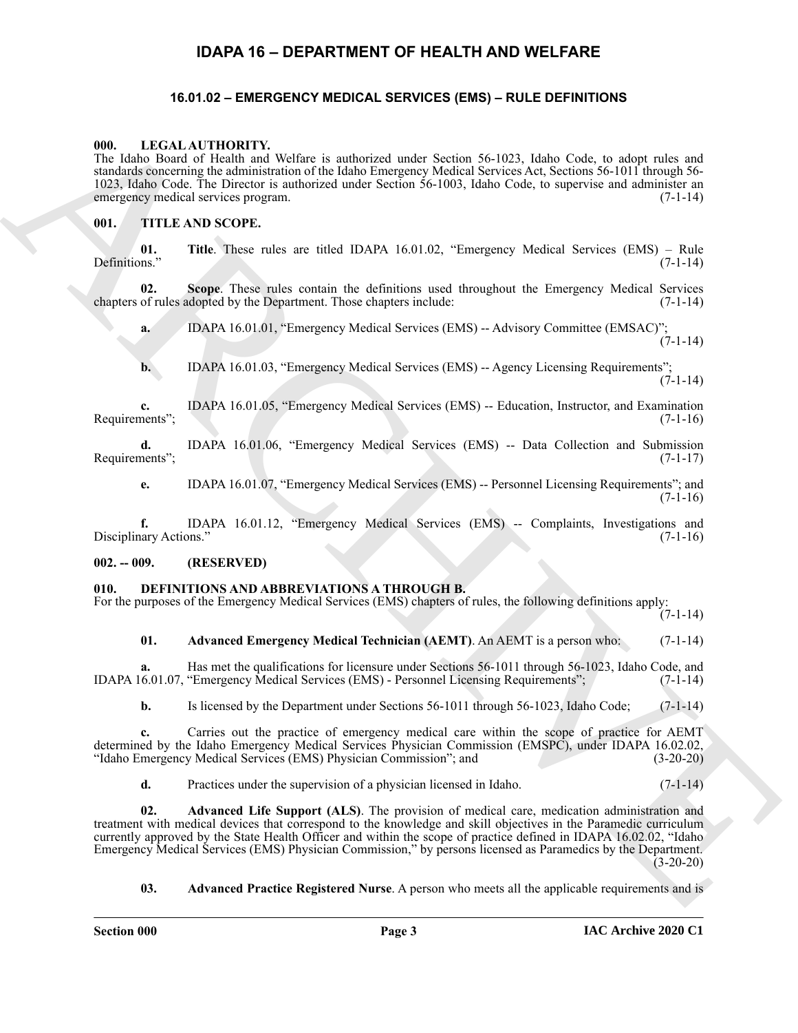# IDAPA 16 – DEPARTMENT OF HEALTH AND WELFARE

## 16.01.02 – EMERGENCY MEDICAL SERVICES (EMS) – RULE DEFINITIONS

### 000. LEGAL AUTHORITY.

The Idaho Board of Health and Welfare is authorized under Section 56-1023, Idaho Code, to adopt rules and standards concerning the administration of the Idaho Emergency Medical Services Act, Sections 56-1011 through 56-1023, Idaho Code. The Director is authorized under Section 56-1003, Idaho Code, to supervise and administer an emergency medical services program. (7-1-14)

### 001. TITLE AND SCOPE.

**01. Title**. These rules are titled IDAPA 16.01.02, "Emergency Medical Services (EMS) – Rule Definitions." (7-1-14)

**02. Scope**. These rules contain the definitions used throughout the Emergency Medical Services chapters of rules adopted by the Department. Those chapters include: (7-1-14)

**a.** IDAPA 16.01.01, "Emergency Medical Services (EMS) -- Advisory Committee (EMSAC)"; (7-1-14)

**b.** IDAPA 16.01.03, "Emergency Medical Services (EMS) -- Agency Licensing Requirements"; (7-1-14)

**c.** IDAPA 16.01.05, "Emergency Medical Services (EMS) -- Education, Instructor, and Examination Requirements"; (7-1-16)

**d.** IDAPA 16.01.06, "Emergency Medical Services (EMS) -- Data Collection and Submission Requirements"; (7-1-17)

**e.** IDAPA 16.01.07, "Emergency Medical Services (EMS) -- Personnel Licensing Requirements"; and (7-1-16)

**f.** IDAPA 16.01.12, "Emergency Medical Services (EMS) -- Complaints, Investigations and Disciplinary Actions." (7-1-16)

### 002. -- 009. (RESERVED)

### 010. DEFINITIONS AND ABBREVIATIONS A THROUGH B.

For the purposes of the Emergency Medical Services (EMS) chapters of rules, the following definitions apply: (7-1-14)

**01. Advanced Emergency Medical Technician (AEMT)**. An AEMT is a person who: (7-1-14)

**a.** Has met the qualifications for licensure under Sections 56-1011 through 56-1023, Idaho Code, and IDAPA 16.01.07, "Emergency Medical Services (EMS) - Personnel Licensing Requirements"; (7-1-14)

**b.** Is licensed by the Department under Sections 56-1011 through 56-1023, Idaho Code; (7-1-14)

**c.** Carries out the practice of emergency medical care within the scope of practice for AEMT determined by the Idaho Emergency Medical Services Physician Commission (EMSPC), under IDAPA 16.02.02, "Idaho Emergency Medical Services (EMS) Physician Commission"; and (3-20-20)

**d.** Practices under the supervision of a physician licensed in Idaho. (7-1-14)

**02. Advanced Life Support (ALS)**. The provision of medical care, medication administration and treatment with medical devices that correspond to the knowledge and skill objectives in the Paramedic curriculum currently approved by the State Health Officer and within the scope of practice defined in IDAPA 16.02.02, "Idaho Emergency Medical Services (EMS) Physician Commission," by persons licensed as Paramedics by the Department. (3-20-20)

**03. Advanced Practice Registered Nurse**. A person who meets all the applicable requirements and is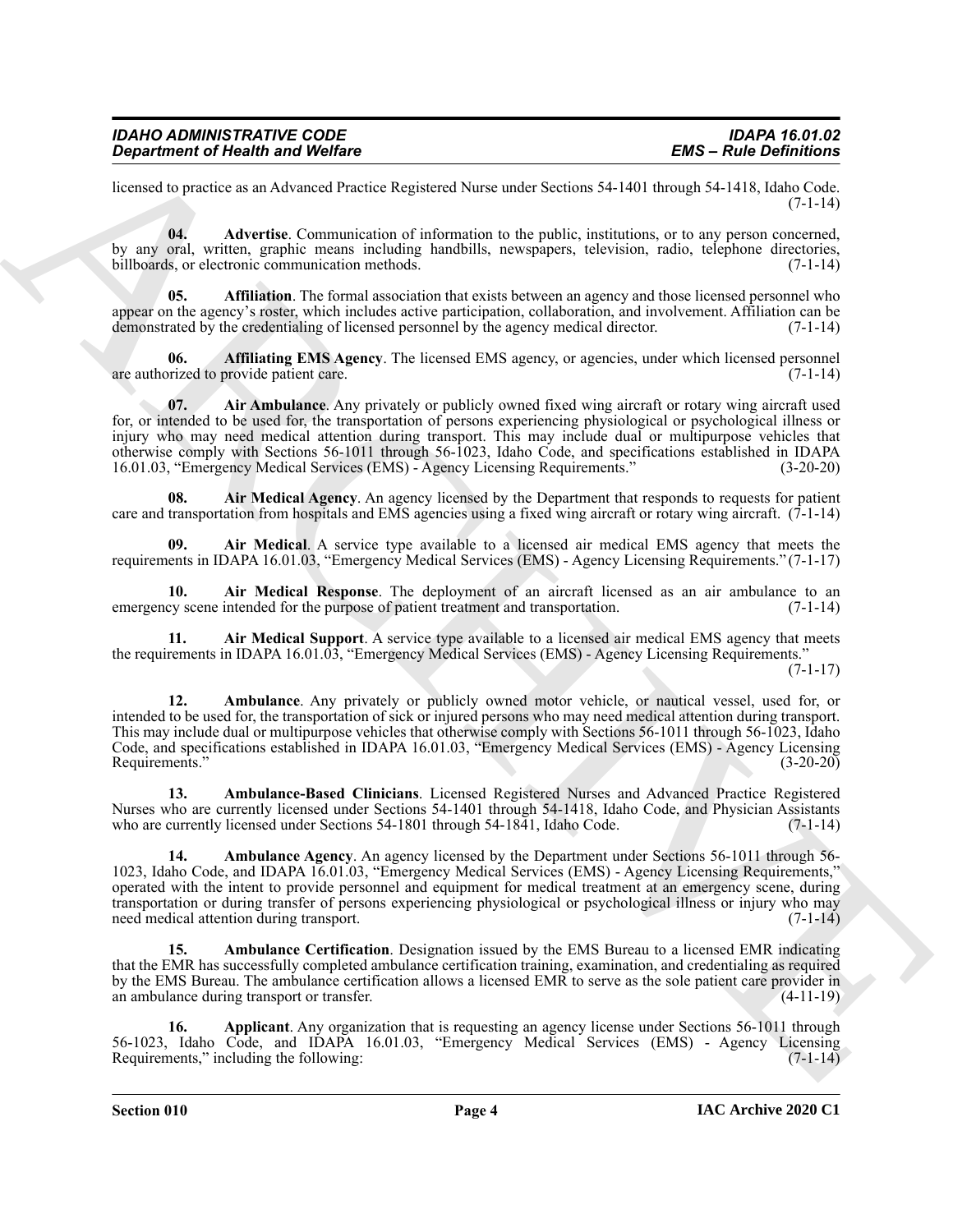licensed to practice as an Advanced Practice Registered Nurse under Sections 54-1401 through 54-1418, Idaho Code. (7-1-14)

**04. Advertise**. Communication of information to the public, institutions, or to any person concerned, by any oral, written, graphic means including handbills, newspapers, television, radio, telephone directories, billboards, or electronic communication methods. (7-1-14)

**05. Affiliation**. The formal association that exists between an agency and those licensed personnel who appear on the agency's roster, which includes active participation, collaboration, and involvement. Affiliation can be demonstrated by the credentialing of licensed personnel by the agency medical director. (7-1-14)

**06. Affiliating EMS Agency**. The licensed EMS agency, or agencies, under which licensed personnel are authorized to provide patient care. (7-1-14)

**07. Air Ambulance**. Any privately or publicly owned fixed wing aircraft or rotary wing aircraft used for, or intended to be used for, the transportation of persons experiencing physiological or psychological illness or injury who may need medical attention during transport. This may include dual or multipurpose vehicles that otherwise comply with Sections 56-1011 through 56-1023, Idaho Code, and specifications established in IDAPA 16.01.03, "Emergency Medical Services (EMS) - Agency Licensing Requirements." (3-20-20)

**08. Air Medical Agency**. An agency licensed by the Department that responds to requests for patient care and transportation from hospitals and EMS agencies using a fixed wing aircraft or rotary wing aircraft. (7-1-14)

**09. Air Medical**. A service type available to a licensed air medical EMS agency that meets the requirements in IDAPA 16.01.03, "Emergency Medical Services (EMS) - Agency Licensing Requirements." (7-1-17)

**10. Air Medical Response**. The deployment of an aircraft licensed as an air ambulance to an emergency scene intended for the purpose of patient treatment and transportation. (7-1-14)

**11. Air Medical Support**. A service type available to a licensed air medical EMS agency that meets the requirements in IDAPA 16.01.03, "Emergency Medical Services (EMS) - Agency Licensing Requirements." (7-1-17)

**12. Ambulance**. Any privately or publicly owned motor vehicle, or nautical vessel, used for, or intended to be used for, the transportation of sick or injured persons who may need medical attention during transport. This may include dual or multipurpose vehicles that otherwise comply with Sections 56-1011 through 56-1023, Idaho Code, and specifications established in IDAPA 16.01.03, "Emergency Medical Services (EMS) - Agency Licensing Requirements." (3-20-20)

**13. Ambulance-Based Clinicians**. Licensed Registered Nurses and Advanced Practice Registered Nurses who are currently licensed under Sections 54-1401 through 54-1418, Idaho Code, and Physician Assistants who are currently licensed under Sections 54-1801 through 54-1841, Idaho Code. (7-1-14)

**14. Ambulance Agency**. An agency licensed by the Department under Sections 56-1011 through 56-1023, Idaho Code, and IDAPA 16.01.03, "Emergency Medical Services (EMS) - Agency Licensing Requirements," operated with the intent to provide personnel and equipment for medical treatment at an emergency scene, during transportation or during transfer of persons experiencing physiological or psychological illness or injury who may need medical attention during transport. (7-1-14)

**15. Ambulance Certification**. Designation issued by the EMS Bureau to a licensed EMR indicating that the EMR has successfully completed ambulance certification training, examination, and credentialing as required by the EMS Bureau. The ambulance certification allows a licensed EMR to serve as the sole patient care provider in an ambulance during transport or transfer. (4-11-19)

**16. Applicant**. Any organization that is requesting an agency license under Sections 56-1011 through 56-1023, Idaho Code, and IDAPA 16.01.03, "Emergency Medical Services (EMS) - Agency Licensing Requirements," including the following: (7-1-14)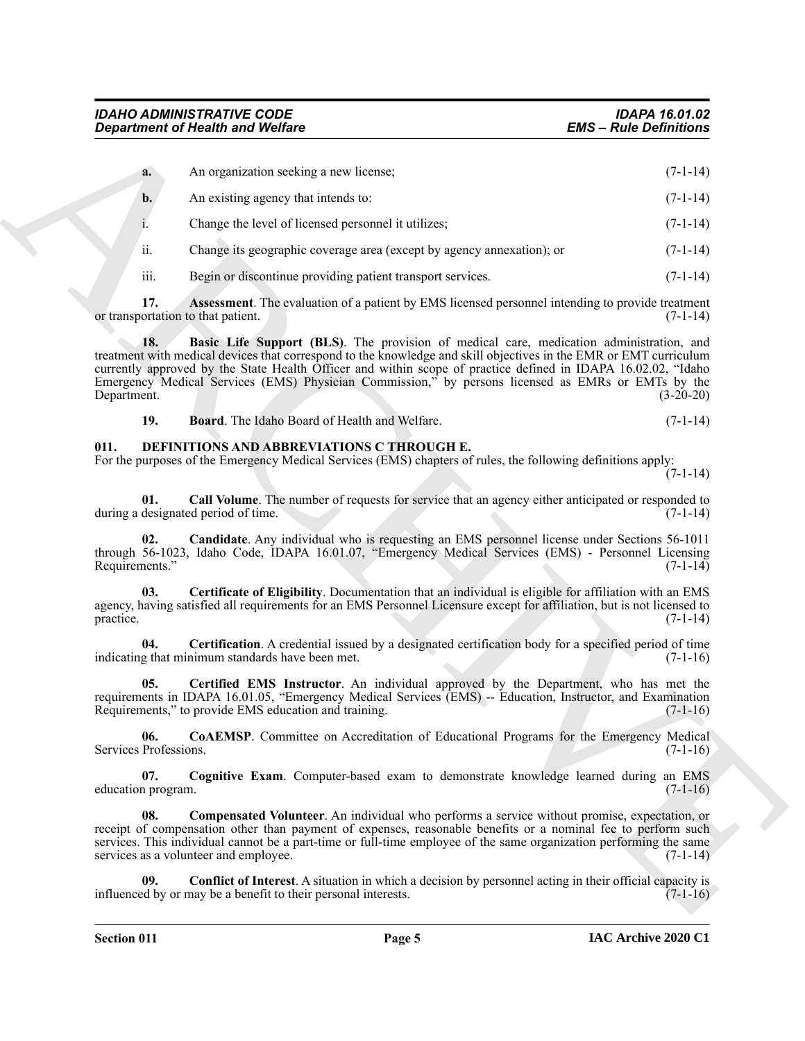**a.** An organization seeking a new license; (7-1-14)

**b.** An existing agency that intends to: (7-1-14)

i. Change the level of licensed personnel it utilizes; (7-1-14)

ii. Change its geographic coverage area (except by agency annexation); or (7-1-14)

iii. Begin or discontinue providing patient transport services. (7-1-14)

**17. Assessment**. The evaluation of a patient by EMS licensed personnel intending to provide treatment or transportation to that patient. (7-1-14)

**18. Basic Life Support (BLS)**. The provision of medical care, medication administration, and treatment with medical devices that correspond to the knowledge and skill objectives in the EMR or EMT curriculum currently approved by the State Health Officer and within scope of practice defined in IDAPA 16.02.02, "Idaho Emergency Medical Services (EMS) Physician Commission," by persons licensed as EMRs or EMTs by the Department. (3-20-20)

**19. Board**. The Idaho Board of Health and Welfare. (7-1-14)

## 011. DEFINITIONS AND ABBREVIATIONS C THROUGH E.

For the purposes of the Emergency Medical Services (EMS) chapters of rules, the following definitions apply: (7-1-14)

**01. Call Volume**. The number of requests for service that an agency either anticipated or responded to during a designated period of time. (7-1-14)

**02. Candidate**. Any individual who is requesting an EMS personnel license under Sections 56-1011 through 56-1023, Idaho Code, IDAPA 16.01.07, "Emergency Medical Services (EMS) - Personnel Licensing Requirements." (7-1-14)

**03. Certificate of Eligibility**. Documentation that an individual is eligible for affiliation with an EMS agency, having satisfied all requirements for an EMS Personnel Licensure except for affiliation, but is not licensed to practice. (7-1-14)

**04. Certification**. A credential issued by a designated certification body for a specified period of time indicating that minimum standards have been met. (7-1-16)

**05. Certified EMS Instructor**. An individual approved by the Department, who has met the requirements in IDAPA 16.01.05, "Emergency Medical Services (EMS) -- Education, Instructor, and Examination Requirements," to provide EMS education and training. (7-1-16)

**06. CoAEMSP**. Committee on Accreditation of Educational Programs for the Emergency Medical Services Professions. (7-1-16)

**07. Cognitive Exam**. Computer-based exam to demonstrate knowledge learned during an EMS education program. (7-1-16)

**08. Compensated Volunteer**. An individual who performs a service without promise, expectation, or receipt of compensation other than payment of expenses, reasonable benefits or a nominal fee to perform such services. This individual cannot be a part-time or full-time employee of the same organization performing the same services as a volunteer and employee. (7-1-14)

**09. Conflict of Interest**. A situation in which a decision by personnel acting in their official capacity is influenced by or may be a benefit to their personal interests. (7-1-16)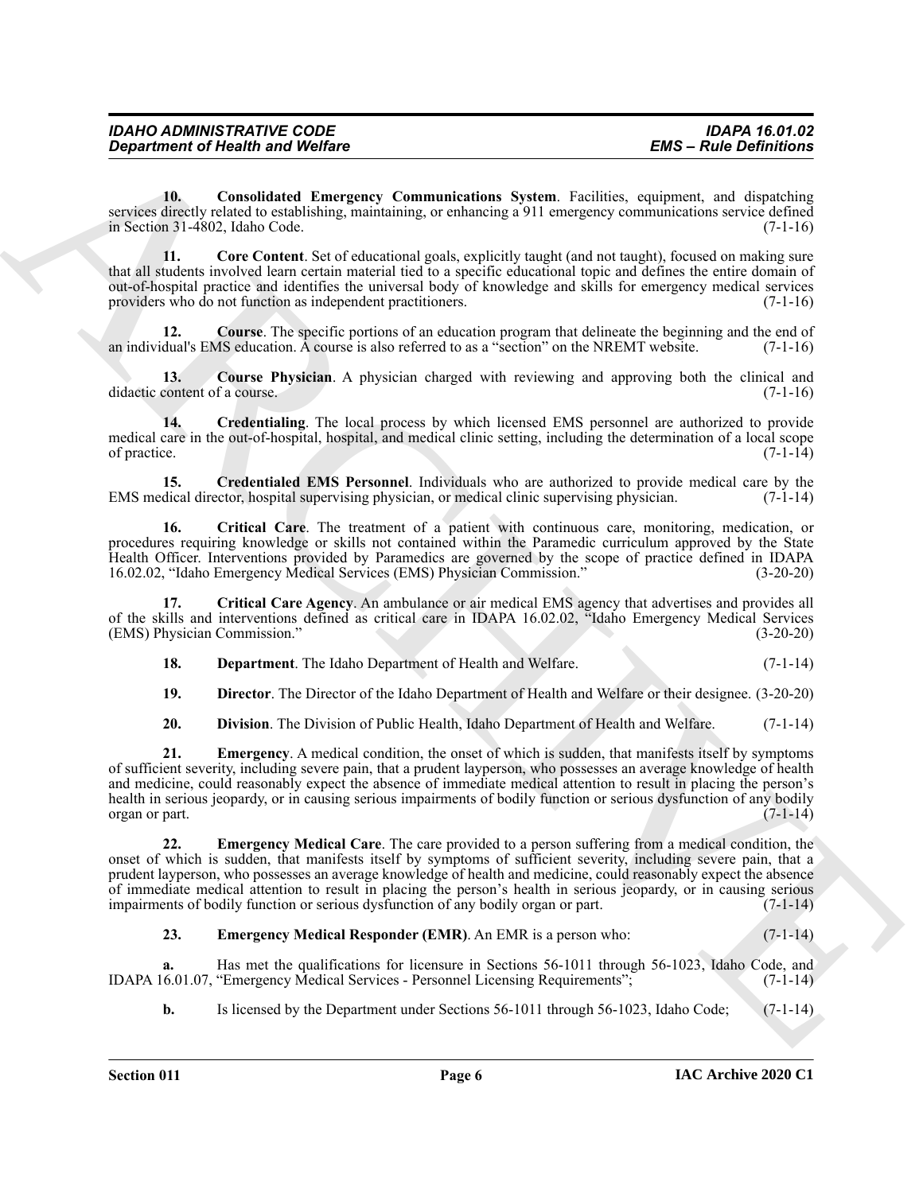**10. Consolidated Emergency Communications System**. Facilities, equipment, and dispatching services directly related to establishing, maintaining, or enhancing a 911 emergency communications service defined in Section 31-4802, Idaho Code. (7-1-16)

**11. Core Content**. Set of educational goals, explicitly taught (and not taught), focused on making sure that all students involved learn certain material tied to a specific educational topic and defines the entire domain of out-of-hospital practice and identifies the universal body of knowledge and skills for emergency medical services providers who do not function as independent practitioners. (7-1-16)

**12. Course**. The specific portions of an education program that delineate the beginning and the end of an individual's EMS education. A course is also referred to as a "section" on the NREMT website. (7-1-16)

**13. Course Physician**. A physician charged with reviewing and approving both the clinical and didactic content of a course. (7-1-16)

**14. Credentialing**. The local process by which licensed EMS personnel are authorized to provide medical care in the out-of-hospital, hospital, and medical clinic setting, including the determination of a local scope of practice. (7-1-14)

**15. Credentialed EMS Personnel**. Individuals who are authorized to provide medical care by the EMS medical director, hospital supervising physician, or medical clinic supervising physician. (7-1-14)

**16. Critical Care**. The treatment of a patient with continuous care, monitoring, medication, or procedures requiring knowledge or skills not contained within the Paramedic curriculum approved by the State Health Officer. Interventions provided by Paramedics are governed by the scope of practice defined in IDAPA 16.02.02, "Idaho Emergency Medical Services (EMS) Physician Commission." (3-20-20)

**17. Critical Care Agency**. An ambulance or air medical EMS agency that advertises and provides all of the skills and interventions defined as critical care in IDAPA 16.02.02, "Idaho Emergency Medical Services (EMS) Physician Commission." (3-20-20)

**18. Department**. The Idaho Department of Health and Welfare. (7-1-14)

**19. Director**. The Director of the Idaho Department of Health and Welfare or their designee. (3-20-20)

**20. Division**. The Division of Public Health, Idaho Department of Health and Welfare. (7-1-14)

**21. Emergency**. A medical condition, the onset of which is sudden, that manifests itself by symptoms of sufficient severity, including severe pain, that a prudent layperson, who possesses an average knowledge of health and medicine, could reasonably expect the absence of immediate medical attention to result in placing the person's health in serious jeopardy, or in causing serious impairments of bodily function or serious dysfunction of any bodily organ or part. (7-1-14)

**22. Emergency Medical Care**. The care provided to a person suffering from a medical condition, the onset of which is sudden, that manifests itself by symptoms of sufficient severity, including severe pain, that a prudent layperson, who possesses an average knowledge of health and medicine, could reasonably expect the absence of immediate medical attention to result in placing the person's health in serious jeopardy, or in causing serious impairments of bodily function or serious dysfunction of any bodily organ or part. (7-1-14)

**23. Emergency Medical Responder (EMR)**. An EMR is a person who: (7-1-14)

**a.** Has met the qualifications for licensure in Sections 56-1011 through 56-1023, Idaho Code, and IDAPA 16.01.07, "Emergency Medical Services - Personnel Licensing Requirements"; (7-1-14)

**b.** Is licensed by the Department under Sections 56-1011 through 56-1023, Idaho Code; (7-1-14)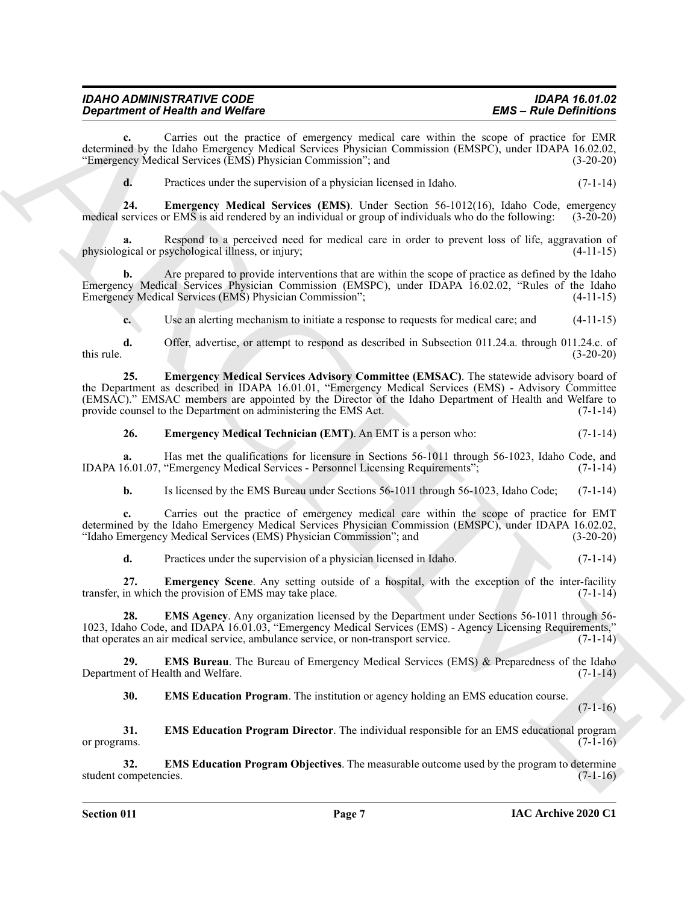**c.** Carries out the practice of emergency medical care within the scope of practice for EMR determined by the Idaho Emergency Medical Services Physician Commission (EMSPC), under IDAPA 16.02.02, "Emergency Medical Services (EMS) Physician Commission"; and (3-20-20)

**d.** Practices under the supervision of a physician licensed in Idaho. (7-1-14)

**24. Emergency Medical Services (EMS)**. Under Section 56-1012(16), Idaho Code, emergency medical services or EMS is aid rendered by an individual or group of individuals who do the following: (3-20-20)

**a.** Respond to a perceived need for medical care in order to prevent loss of life, aggravation of physiological or psychological illness, or injury; (4-11-15)

**b.** Are prepared to provide interventions that are within the scope of practice as defined by the Idaho Emergency Medical Services Physician Commission (EMSPC), under IDAPA 16.02.02, "Rules of the Idaho Emergency Medical Services (EMS) Physician Commission"; (4-11-15)

**c.** Use an alerting mechanism to initiate a response to requests for medical care; and (4-11-15)

**d.** Offer, advertise, or attempt to respond as described in Subsection 011.24.a. through 011.24.c. of this rule. (3-20-20)

**25. Emergency Medical Services Advisory Committee (EMSAC)**. The statewide advisory board of the Department as described in IDAPA 16.01.01, "Emergency Medical Services (EMS) - Advisory Committee (EMSAC)." EMSAC members are appointed by the Director of the Idaho Department of Health and Welfare to provide counsel to the Department on administering the EMS Act. (7-1-14)

**26. Emergency Medical Technician (EMT)**. An EMT is a person who: (7-1-14)

**a.** Has met the qualifications for licensure in Sections 56-1011 through 56-1023, Idaho Code, and IDAPA 16.01.07, "Emergency Medical Services - Personnel Licensing Requirements"; (7-1-14)

**b.** Is licensed by the EMS Bureau under Sections 56-1011 through 56-1023, Idaho Code; (7-1-14)

**c.** Carries out the practice of emergency medical care within the scope of practice for EMT determined by the Idaho Emergency Medical Services Physician Commission (EMSPC), under IDAPA 16.02.02, "Idaho Emergency Medical Services (EMS) Physician Commission"; and (3-20-20)

**d.** Practices under the supervision of a physician licensed in Idaho. (7-1-14)

**27. Emergency Scene**. Any setting outside of a hospital, with the exception of the inter-facility transfer, in which the provision of EMS may take place. (7-1-14)

**28. EMS Agency**. Any organization licensed by the Department under Sections 56-1011 through 56-1023, Idaho Code, and IDAPA 16.01.03, "Emergency Medical Services (EMS) - Agency Licensing Requirements," that operates an air medical service, ambulance service, or non-transport service. (7-1-14)

**29. EMS Bureau**. The Bureau of Emergency Medical Services (EMS) & Preparedness of the Idaho Department of Health and Welfare. (7-1-14)

**30. EMS Education Program**. The institution or agency holding an EMS education course. (7-1-16)

**31. EMS Education Program Director**. The individual responsible for an EMS educational program or programs. (7-1-16)

**32. EMS Education Program Objectives**. The measurable outcome used by the program to determine student competencies. (7-1-16)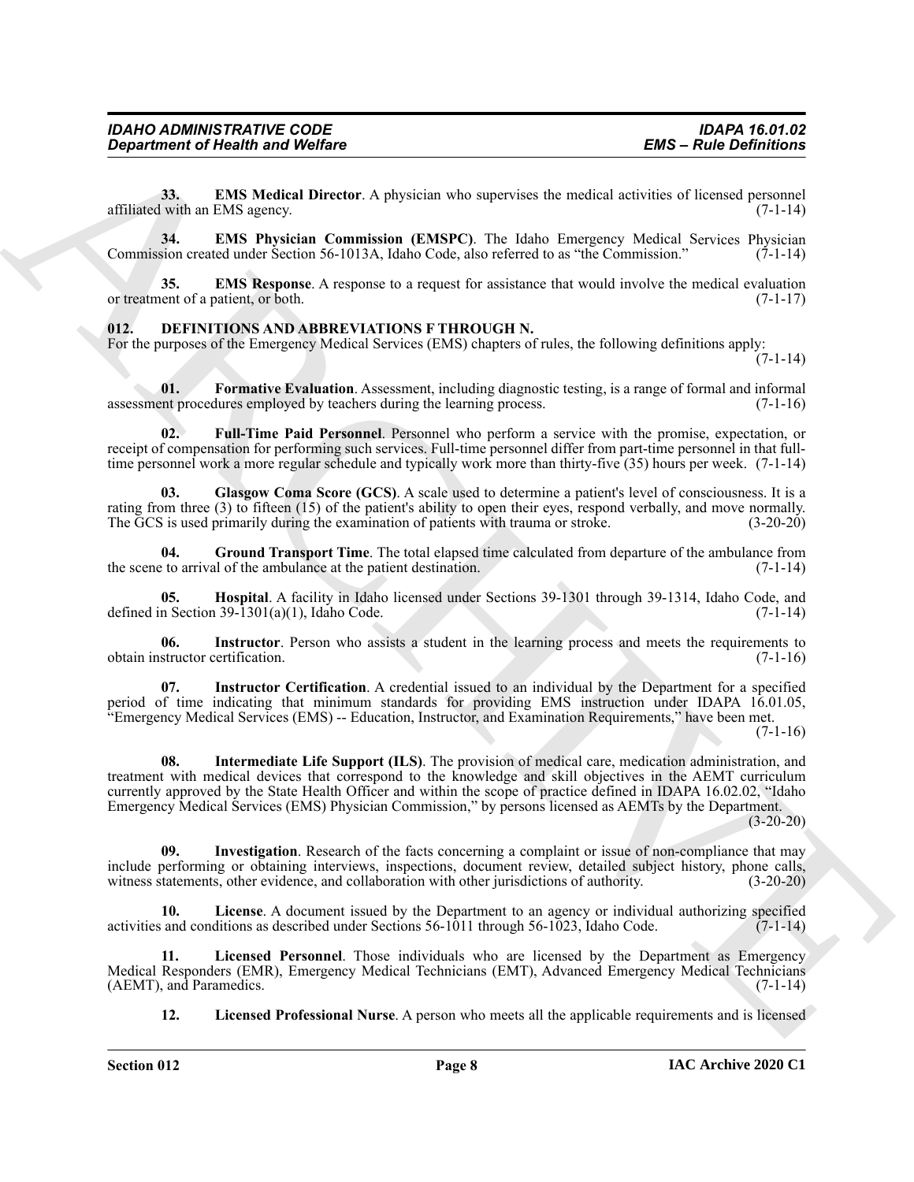**33. EMS Medical Director**. A physician who supervises the medical activities of licensed personnel affiliated with an EMS agency. (7-1-14)

**34. EMS Physician Commission (EMSPC)**. The Idaho Emergency Medical Services Physician Commission created under Section 56-1013A, Idaho Code, also referred to as "the Commission." (7-1-14)

**35. EMS Response**. A response to a request for assistance that would involve the medical evaluation or treatment of a patient, or both. (7-1-17)

## 012. DEFINITIONS AND ABBREVIATIONS F THROUGH N.

For the purposes of the Emergency Medical Services (EMS) chapters of rules, the following definitions apply: (7-1-14)

**01. Formative Evaluation**. Assessment, including diagnostic testing, is a range of formal and informal assessment procedures employed by teachers during the learning process. (7-1-16)

**02. Full-Time Paid Personnel**. Personnel who perform a service with the promise, expectation, or receipt of compensation for performing such services. Full-time personnel differ from part-time personnel in that full-time personnel work a more regular schedule and typically work more than thirty-five (35) hours per week. (7-1-14)

**03. Glasgow Coma Score (GCS)**. A scale used to determine a patient's level of consciousness. It is a rating from three (3) to fifteen (15) of the patient's ability to open their eyes, respond verbally, and move normally. The GCS is used primarily during the examination of patients with trauma or stroke. (3-20-20)

**04. Ground Transport Time**. The total elapsed time calculated from departure of the ambulance from the scene to arrival of the ambulance at the patient destination. (7-1-14)

**05. Hospital**. A facility in Idaho licensed under Sections 39-1301 through 39-1314, Idaho Code, and defined in Section 39-1301(a)(1), Idaho Code. (7-1-14)

**06. Instructor**. Person who assists a student in the learning process and meets the requirements to obtain instructor certification. (7-1-16)

**07. Instructor Certification**. A credential issued to an individual by the Department for a specified period of time indicating that minimum standards for providing EMS instruction under IDAPA 16.01.05, "Emergency Medical Services (EMS) -- Education, Instructor, and Examination Requirements," have been met. (7-1-16)

**08. Intermediate Life Support (ILS)**. The provision of medical care, medication administration, and treatment with medical devices that correspond to the knowledge and skill objectives in the AEMT curriculum currently approved by the State Health Officer and within the scope of practice defined in IDAPA 16.02.02, "Idaho Emergency Medical Services (EMS) Physician Commission," by persons licensed as AEMTs by the Department. (3-20-20)

**09. Investigation**. Research of the facts concerning a complaint or issue of non-compliance that may include performing or obtaining interviews, inspections, document review, detailed subject history, phone calls, witness statements, other evidence, and collaboration with other jurisdictions of authority. (3-20-20)

**10. License**. A document issued by the Department to an agency or individual authorizing specified activities and conditions as described under Sections 56-1011 through 56-1023, Idaho Code. (7-1-14)

**11. Licensed Personnel**. Those individuals who are licensed by the Department as Emergency Medical Responders (EMR), Emergency Medical Technicians (EMT), Advanced Emergency Medical Technicians (AEMT), and Paramedics. (7-1-14)

**12. Licensed Professional Nurse**. A person who meets all the applicable requirements and is licensed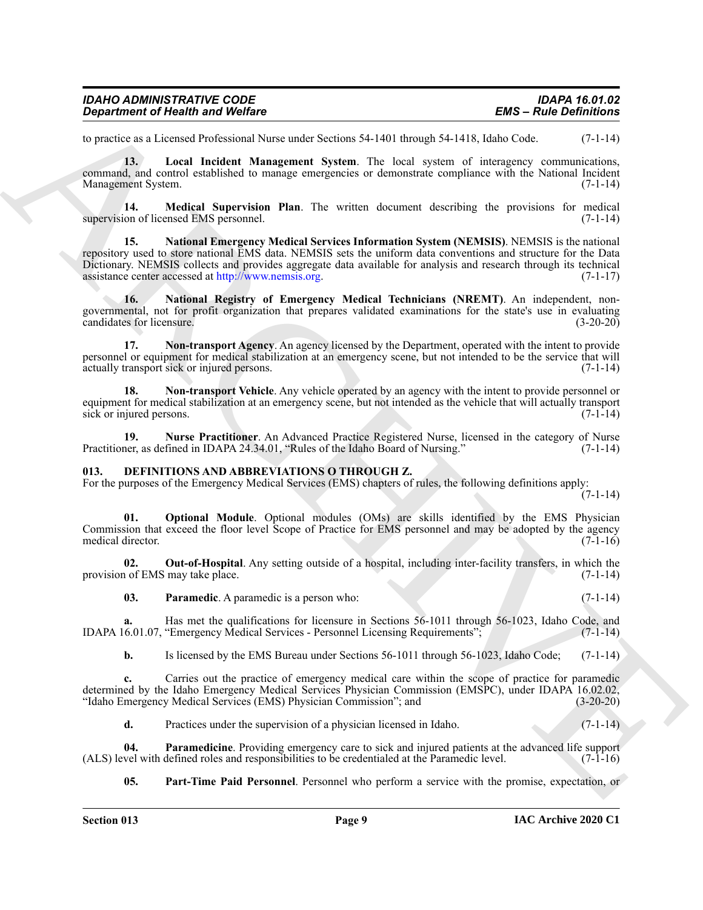to practice as a Licensed Professional Nurse under Sections 54-1401 through 54-1418, Idaho Code. (7-1-14)

**13. Local Incident Management System**. The local system of interagency communications, command, and control established to manage emergencies or demonstrate compliance with the National Incident Management System. (7-1-14)

**14. Medical Supervision Plan**. The written document describing the provisions for medical supervision of licensed EMS personnel. (7-1-14)

**15. National Emergency Medical Services Information System (NEMSIS)**. NEMSIS is the national repository used to store national EMS data. NEMSIS sets the uniform data conventions and structure for the Data Dictionary. NEMSIS collects and provides aggregate data available for analysis and research through its technical assistance center accessed at http://www.nemsis.org. (7-1-17)

**16. National Registry of Emergency Medical Technicians (NREMT)**. An independent, non-governmental, not for profit organization that prepares validated examinations for the state's use in evaluating candidates for licensure. (3-20-20)

**17. Non-transport Agency**. An agency licensed by the Department, operated with the intent to provide personnel or equipment for medical stabilization at an emergency scene, but not intended to be the service that will actually transport sick or injured persons. (7-1-14)

**18. Non-transport Vehicle**. Any vehicle operated by an agency with the intent to provide personnel or equipment for medical stabilization at an emergency scene, but not intended as the vehicle that will actually transport sick or injured persons. (7-1-14)

**19. Nurse Practitioner**. An Advanced Practice Registered Nurse, licensed in the category of Nurse Practitioner, as defined in IDAPA 24.34.01, "Rules of the Idaho Board of Nursing." (7-1-14)

## 013. DEFINITIONS AND ABBREVIATIONS O THROUGH Z.

For the purposes of the Emergency Medical Services (EMS) chapters of rules, the following definitions apply: (7-1-14)

**01. Optional Module**. Optional modules (OMs) are skills identified by the EMS Physician Commission that exceed the floor level Scope of Practice for EMS personnel and may be adopted by the agency medical director. (7-1-16)

**02. Out-of-Hospital**. Any setting outside of a hospital, including inter-facility transfers, in which the provision of EMS may take place. (7-1-14)

**03. Paramedic**. A paramedic is a person who: (7-1-14)

**a.** Has met the qualifications for licensure in Sections 56-1011 through 56-1023, Idaho Code, and IDAPA 16.01.07, "Emergency Medical Services - Personnel Licensing Requirements"; (7-1-14)

**b.** Is licensed by the EMS Bureau under Sections 56-1011 through 56-1023, Idaho Code; (7-1-14)

**c.** Carries out the practice of emergency medical care within the scope of practice for paramedic determined by the Idaho Emergency Medical Services Physician Commission (EMSPC), under IDAPA 16.02.02, "Idaho Emergency Medical Services (EMS) Physician Commission"; and (3-20-20)

**d.** Practices under the supervision of a physician licensed in Idaho. (7-1-14)

**04. Paramedicine**. Providing emergency care to sick and injured patients at the advanced life support (ALS) level with defined roles and responsibilities to be credentialed at the Paramedic level. (7-1-16)

**05. Part-Time Paid Personnel**. Personnel who perform a service with the promise, expectation, or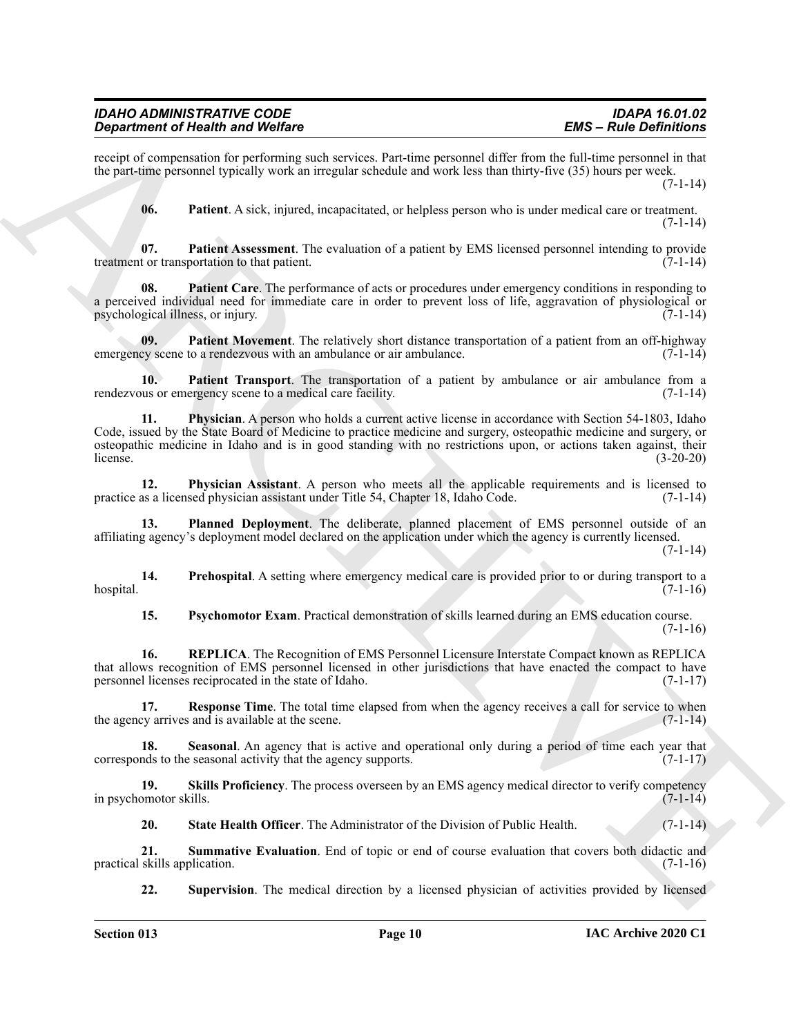receipt of compensation for performing such services. Part-time personnel differ from the full-time personnel in that the part-time personnel typically work an irregular schedule and work less than thirty-five (35) hours per week. (7-1-14)

**06. Patient**. A sick, injured, incapacitated, or helpless person who is under medical care or treatment. (7-1-14)

**07. Patient Assessment**. The evaluation of a patient by EMS licensed personnel intending to provide treatment or transportation to that patient. (7-1-14)

**08. Patient Care**. The performance of acts or procedures under emergency conditions in responding to a perceived individual need for immediate care in order to prevent loss of life, aggravation of physiological or psychological illness, or injury. (7-1-14)

**09. Patient Movement**. The relatively short distance transportation of a patient from an off-highway emergency scene to a rendezvous with an ambulance or air ambulance. (7-1-14)

**10. Patient Transport**. The transportation of a patient by ambulance or air ambulance from a rendezvous or emergency scene to a medical care facility. (7-1-14)

**11. Physician**. A person who holds a current active license in accordance with Section 54-1803, Idaho Code, issued by the State Board of Medicine to practice medicine and surgery, osteopathic medicine and surgery, or osteopathic medicine in Idaho and is in good standing with no restrictions upon, or actions taken against, their license. (3-20-20)

**12. Physician Assistant**. A person who meets all the applicable requirements and is licensed to practice as a licensed physician assistant under Title 54, Chapter 18, Idaho Code. (7-1-14)

**13. Planned Deployment**. The deliberate, planned placement of EMS personnel outside of an affiliating agency's deployment model declared on the application under which the agency is currently licensed. (7-1-14)

**14. Prehospital**. A setting where emergency medical care is provided prior to or during transport to a hospital. (7-1-16)

**15. Psychomotor Exam**. Practical demonstration of skills learned during an EMS education course. (7-1-16)

**16. REPLICA**. The Recognition of EMS Personnel Licensure Interstate Compact known as REPLICA that allows recognition of EMS personnel licensed in other jurisdictions that have enacted the compact to have personnel licenses reciprocated in the state of Idaho. (7-1-17)

**17. Response Time**. The total time elapsed from when the agency receives a call for service to when the agency arrives and is available at the scene. (7-1-14)

**18. Seasonal**. An agency that is active and operational only during a period of time each year that corresponds to the seasonal activity that the agency supports. (7-1-17)

**19. Skills Proficiency**. The process overseen by an EMS agency medical director to verify competency in psychomotor skills. (7-1-14)

**20. State Health Officer**. The Administrator of the Division of Public Health. (7-1-14)

**21. Summative Evaluation**. End of topic or end of course evaluation that covers both didactic and practical skills application. (7-1-16)

**22. Supervision**. The medical direction by a licensed physician of activities provided by licensed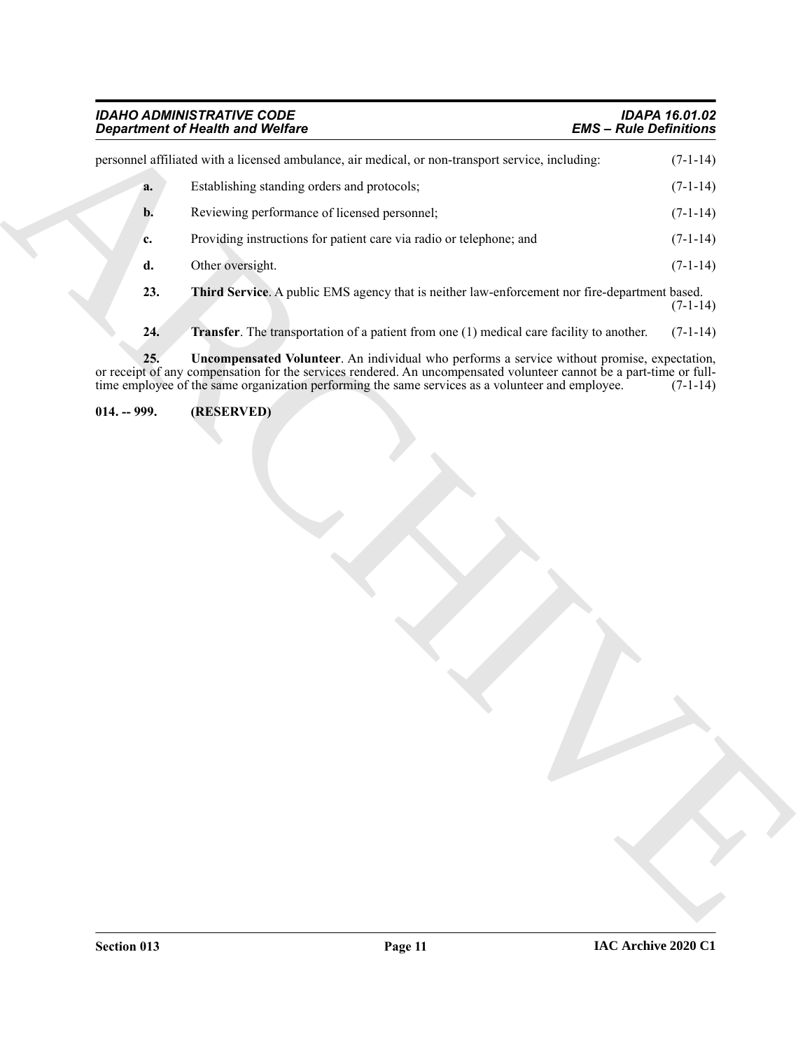personnel affiliated with a licensed ambulance, air medical, or non-transport service, including: (7-1-14)

**a.** Establishing standing orders and protocols; (7-1-14)

**b.** Reviewing performance of licensed personnel; (7-1-14)

**c.** Providing instructions for patient care via radio or telephone; and (7-1-14)

**d.** Other oversight. (7-1-14)

**23. Third Service**. A public EMS agency that is neither law-enforcement nor fire-department based. (7-1-14)

**24. Transfer**. The transportation of a patient from one (1) medical care facility to another. (7-1-14)

**25. Uncompensated Volunteer**. An individual who performs a service without promise, expectation, or receipt of any compensation for the services rendered. An uncompensated volunteer cannot be a part-time or full-time employee of the same organization performing the same services as a volunteer and employee. (7-1-14)

**014. -- 999. (RESERVED)**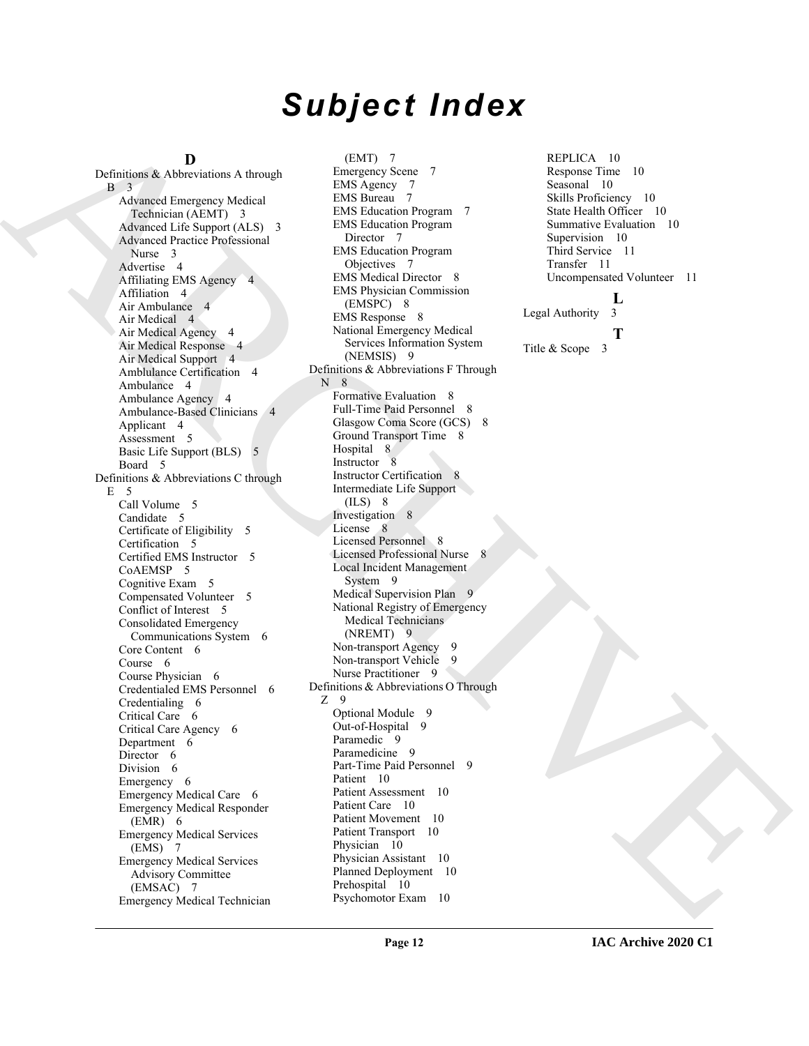# *Subject Index*

## D

Definitions & Abbreviations A through B 3
- Advanced Emergency Medical Technician (AEMT) 3
- Advanced Life Support (ALS) 3
- Advanced Practice Professional Nurse 3
- Advertise 4
- Affiliating EMS Agency 4
- Affiliation 4
- Air Ambulance 4
- Air Medical 4
- Air Medical Agency 4
- Air Medical Response 4
- Air Medical Support 4
- Amblulance Certification 4
- Ambulance 4
- Ambulance Agency 4
- Ambulance-Based Clinicians 4
- Applicant 4
- Assessment 5
- Basic Life Support (BLS) 5
- Board 5

Definitions & Abbreviations C through E 5
- Call Volume 5
- Candidate 5
- Certificate of Eligibility 5
- Certification 5
- Certified EMS Instructor 5
- CoAEMSP 5
- Cognitive Exam 5
- Compensated Volunteer 5
- Conflict of Interest 5
- Consolidated Emergency Communications System 6
- Core Content 6
- Course 6
- Course Physician 6
- Credentialed EMS Personnel 6
- Credentialing 6
- Critical Care 6
- Critical Care Agency 6
- Department 6
- Director 6
- Division 6
- Emergency 6
- Emergency Medical Care 6
- Emergency Medical Responder (EMR) 6
- Emergency Medical Services (EMS) 7
- Emergency Medical Services Advisory Committee (EMSAC) 7
- Emergency Medical Technician (EMT) 7
- Emergency Scene 7
- EMS Agency 7
- EMS Bureau 7
- EMS Education Program 7
- EMS Education Program Director 7
- EMS Education Program Objectives 7
- EMS Medical Director 8
- EMS Physician Commission (EMSPC) 8
- EMS Response 8
- National Emergency Medical Services Information System (NEMSIS) 9

Definitions & Abbreviations F Through N 8
- Formative Evaluation 8
- Full-Time Paid Personnel 8
- Glasgow Coma Score (GCS) 8
- Ground Transport Time 8
- Hospital 8
- Instructor 8
- Instructor Certification 8
- Intermediate Life Support (ILS) 8
- Investigation 8
- License 8
- Licensed Personnel 8
- Licensed Professional Nurse 8
- Local Incident Management System 9
- Medical Supervision Plan 9
- National Registry of Emergency Medical Technicians (NREMT) 9
- Non-transport Agency 9
- Non-transport Vehicle 9
- Nurse Practitioner 9

Definitions & Abbreviations O Through Z 9
- Optional Module 9
- Out-of-Hospital 9
- Paramedic 9
- Paramedicine 9
- Part-Time Paid Personnel 9
- Patient 10
- Patient Assessment 10
- Patient Care 10
- Patient Movement 10
- Patient Transport 10
- Physician 10
- Physician Assistant 10
- Planned Deployment 10
- Prehospital 10
- Psychomotor Exam 10
- REPLICA 10
- Response Time 10
- Seasonal 10
- Skills Proficiency 10
- State Health Officer 10
- Summative Evaluation 10
- Supervision 10
- Third Service 11
- Transfer 11
- Uncompensated Volunteer 11

## L

Legal Authority 3

## T

Title & Scope 3